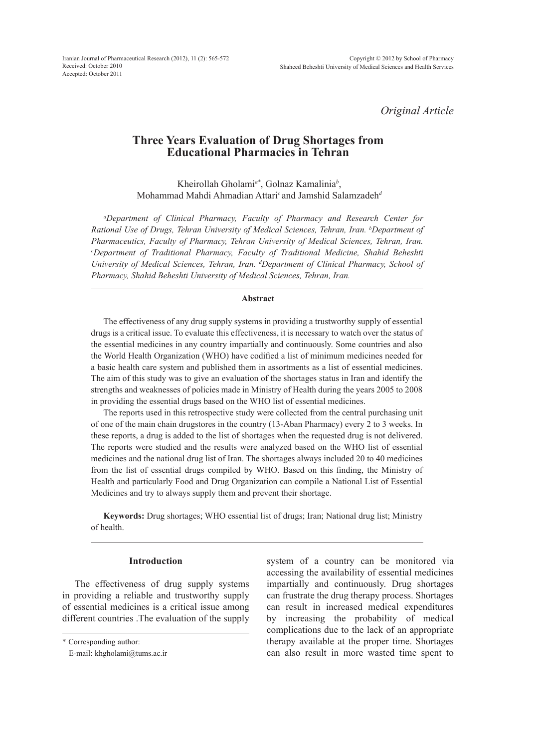*Original Article*

# Three Years Evaluation of Drug Shortages from Educational Pharmacies in Tehran

Kheirollah Gholami[a*], Golnaz Kamalinia[b], Mohammad Mahdi Ahmadian Attari[c] and Jamshid Salamzadeh[d]

*[a]Department of Clinical Pharmacy, Faculty of Pharmacy and Research Center for Rational Use of Drugs, Tehran University of Medical Sciences, Tehran, Iran. [b]Department of Pharmaceutics, Faculty of Pharmacy, Tehran University of Medical Sciences, Tehran, Iran. [c]Department of Traditional Pharmacy, Faculty of Traditional Medicine, Shahid Beheshti University of Medical Sciences, Tehran, Iran. [d]Department of Clinical Pharmacy, School of Pharmacy, Shahid Beheshti University of Medical Sciences, Tehran, Iran.*

## Abstract

The effectiveness of any drug supply systems in providing a trustworthy supply of essential drugs is a critical issue. To evaluate this effectiveness, it is necessary to watch over the status of the essential medicines in any country impartially and continuously. Some countries and also the World Health Organization (WHO) have codified a list of minimum medicines needed for a basic health care system and published them in assortments as a list of essential medicines. The aim of this study was to give an evaluation of the shortages status in Iran and identify the strengths and weaknesses of policies made in Ministry of Health during the years 2005 to 2008 in providing the essential drugs based on the WHO list of essential medicines.

The reports used in this retrospective study were collected from the central purchasing unit of one of the main chain drugstores in the country (13-Aban Pharmacy) every 2 to 3 weeks. In these reports, a drug is added to the list of shortages when the requested drug is not delivered. The reports were studied and the results were analyzed based on the WHO list of essential medicines and the national drug list of Iran. The shortages always included 20 to 40 medicines from the list of essential drugs compiled by WHO. Based on this finding, the Ministry of Health and particularly Food and Drug Organization can compile a National List of Essential Medicines and try to always supply them and prevent their shortage.

**Keywords:** Drug shortages; WHO essential list of drugs; Iran; National drug list; Ministry of health.

## Introduction

The effectiveness of drug supply systems in providing a reliable and trustworthy supply of essential medicines is a critical issue among different countries .The evaluation of the supply system of a country can be monitored via accessing the availability of essential medicines impartially and continuously. Drug shortages can frustrate the drug therapy process. Shortages can result in increased medical expenditures by increasing the probability of medical complications due to the lack of an appropriate therapy available at the proper time. Shortages can also result in more wasted time spent to

\* Corresponding author:
E-mail: khgholami@tums.ac.ir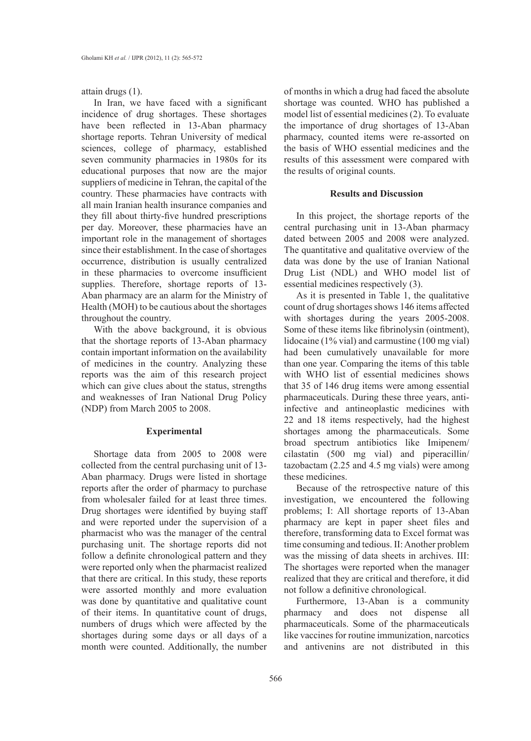attain drugs (1).

In Iran, we have faced with a significant incidence of drug shortages. These shortages have been reflected in 13-Aban pharmacy shortage reports. Tehran University of medical sciences, college of pharmacy, established seven community pharmacies in 1980s for its educational purposes that now are the major suppliers of medicine in Tehran, the capital of the country. These pharmacies have contracts with all main Iranian health insurance companies and they fill about thirty-five hundred prescriptions per day. Moreover, these pharmacies have an important role in the management of shortages since their establishment. In the case of shortages occurrence, distribution is usually centralized in these pharmacies to overcome insufficient supplies. Therefore, shortage reports of 13-Aban pharmacy are an alarm for the Ministry of Health (MOH) to be cautious about the shortages throughout the country.

With the above background, it is obvious that the shortage reports of 13-Aban pharmacy contain important information on the availability of medicines in the country. Analyzing these reports was the aim of this research project which can give clues about the status, strengths and weaknesses of Iran National Drug Policy (NDP) from March 2005 to 2008.

## Experimental

Shortage data from 2005 to 2008 were collected from the central purchasing unit of 13-Aban pharmacy. Drugs were listed in shortage reports after the order of pharmacy to purchase from wholesaler failed for at least three times. Drug shortages were identified by buying staff and were reported under the supervision of a pharmacist who was the manager of the central purchasing unit. The shortage reports did not follow a definite chronological pattern and they were reported only when the pharmacist realized that there are critical. In this study, these reports were assorted monthly and more evaluation was done by quantitative and qualitative count of their items. In quantitative count of drugs, numbers of drugs which were affected by the shortages during some days or all days of a month were counted. Additionally, the number of months in which a drug had faced the absolute shortage was counted. WHO has published a model list of essential medicines (2). To evaluate the importance of drug shortages of 13-Aban pharmacy, counted items were re-assorted on the basis of WHO essential medicines and the results of this assessment were compared with the results of original counts.

## Results and Discussion

In this project, the shortage reports of the central purchasing unit in 13-Aban pharmacy dated between 2005 and 2008 were analyzed. The quantitative and qualitative overview of the data was done by the use of Iranian National Drug List (NDL) and WHO model list of essential medicines respectively (3).

As it is presented in Table 1, the qualitative count of drug shortages shows 146 items affected with shortages during the years 2005-2008. Some of these items like fibrinolysin (ointment), lidocaine (1% vial) and carmustine (100 mg vial) had been cumulatively unavailable for more than one year. Comparing the items of this table with WHO list of essential medicines shows that 35 of 146 drug items were among essential pharmaceuticals. During these three years, anti-infective and antineoplastic medicines with 22 and 18 items respectively, had the highest shortages among the pharmaceuticals. Some broad spectrum antibiotics like Imipenem/cilastatin (500 mg vial) and piperacillin/tazobactam (2.25 and 4.5 mg vials) were among these medicines.

Because of the retrospective nature of this investigation, we encountered the following problems; I: All shortage reports of 13-Aban pharmacy are kept in paper sheet files and therefore, transforming data to Excel format was time consuming and tedious. II: Another problem was the missing of data sheets in archives. III: The shortages were reported when the manager realized that they are critical and therefore, it did not follow a definitive chronological.

Furthermore, 13-Aban is a community pharmacy and does not dispense all pharmaceuticals. Some of the pharmaceuticals like vaccines for routine immunization, narcotics and antivenins are not distributed in this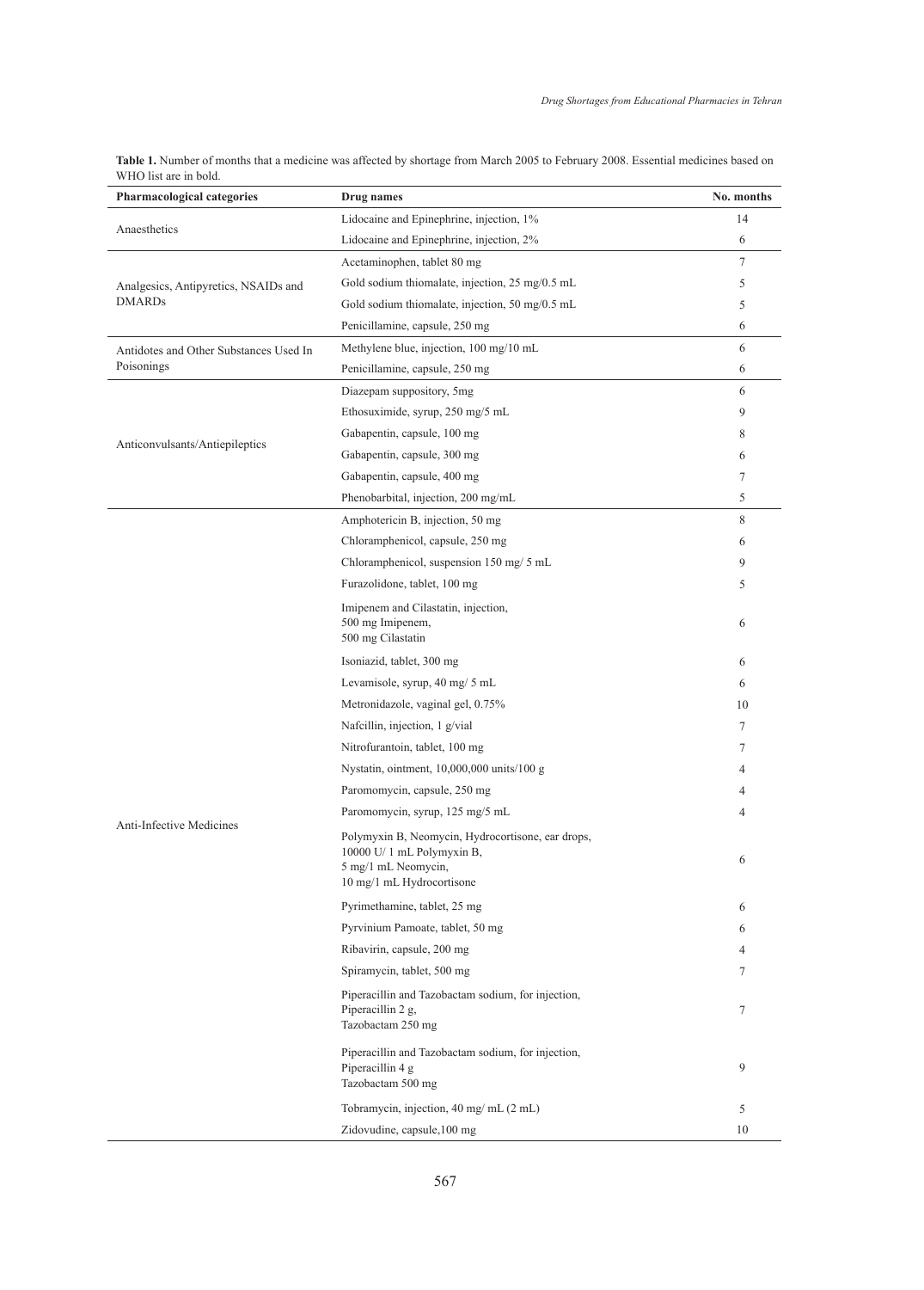**Table 1.** Number of months that a medicine was affected by shortage from March 2005 to February 2008. Essential medicines based on WHO list are in bold.

| Pharmacological categories | Drug names | No. months |
|---|---|---|
| Anaesthetics | Lidocaine and Epinephrine, injection, 1% | 14 |
| | Lidocaine and Epinephrine, injection, 2% | 6 |
| Analgesics, Antipyretics, NSAIDs and DMARDs | Acetaminophen, tablet 80 mg | 7 |
| | Gold sodium thiomalate, injection, 25 mg/0.5 mL | 5 |
| | Gold sodium thiomalate, injection, 50 mg/0.5 mL | 5 |
| | Penicillamine, capsule, 250 mg | 6 |
| Antidotes and Other Substances Used In Poisonings | Methylene blue, injection, 100 mg/10 mL | 6 |
| | Penicillamine, capsule, 250 mg | 6 |
| Anticonvulsants/Antiepileptics | Diazepam suppository, 5mg | 6 |
| | Ethosuximide, syrup, 250 mg/5 mL | 9 |
| | Gabapentin, capsule, 100 mg | 8 |
| | Gabapentin, capsule, 300 mg | 6 |
| | Gabapentin, capsule, 400 mg | 7 |
| | Phenobarbital, injection, 200 mg/mL | 5 |
| Anti-Infective Medicines | Amphotericin B, injection, 50 mg | 8 |
| | Chloramphenicol, capsule, 250 mg | 6 |
| | Chloramphenicol, suspension 150 mg/ 5 mL | 9 |
| | Furazolidone, tablet, 100 mg | 5 |
| | Imipenem and Cilastatin, injection, 500 mg Imipenem, 500 mg Cilastatin | 6 |
| | Isoniazid, tablet, 300 mg | 6 |
| | Levamisole, syrup, 40 mg/ 5 mL | 6 |
| | Metronidazole, vaginal gel, 0.75% | 10 |
| | Nafcillin, injection, 1 g/vial | 7 |
| | Nitrofurantoin, tablet, 100 mg | 7 |
| | Nystatin, ointment, 10,000,000 units/100 g | 4 |
| | Paromomycin, capsule, 250 mg | 4 |
| | Paromomycin, syrup, 125 mg/5 mL | 4 |
| | Polymyxin B, Neomycin, Hydrocortisone, ear drops, 10000 U/ 1 mL Polymyxin B, 5 mg/1 mL Neomycin, 10 mg/1 mL Hydrocortisone | 6 |
| | Pyrimethamine, tablet, 25 mg | 6 |
| | Pyrvinium Pamoate, tablet, 50 mg | 6 |
| | Ribavirin, capsule, 200 mg | 4 |
| | Spiramycin, tablet, 500 mg | 7 |
| | Piperacillin and Tazobactam sodium, for injection, Piperacillin 2 g, Tazobactam 250 mg | 7 |
| | Piperacillin and Tazobactam sodium, for injection, Piperacillin 4 g Tazobactam 500 mg | 9 |
| | Tobramycin, injection, 40 mg/ mL (2 mL) | 5 |
| | Zidovudine, capsule,100 mg | 10 |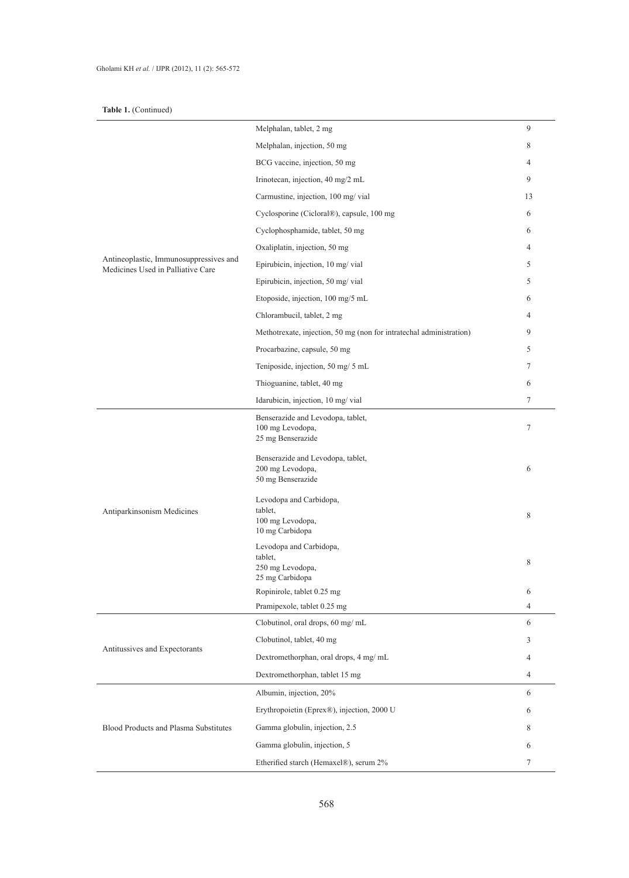**Table 1.** (Continued)

| | | |
|---|---|---|
| Antineoplastic, Immunosuppressives and Medicines Used in Palliative Care | Melphalan, tablet, 2 mg | 9 |
| | Melphalan, injection, 50 mg | 8 |
| | BCG vaccine, injection, 50 mg | 4 |
| | Irinotecan, injection, 40 mg/2 mL | 9 |
| | Carmustine, injection, 100 mg/ vial | 13 |
| | Cyclosporine (Cicloral®), capsule, 100 mg | 6 |
| | Cyclophosphamide, tablet, 50 mg | 6 |
| | Oxaliplatin, injection, 50 mg | 4 |
| | Epirubicin, injection, 10 mg/ vial | 5 |
| | Epirubicin, injection, 50 mg/ vial | 5 |
| | Etoposide, injection, 100 mg/5 mL | 6 |
| | Chlorambucil, tablet, 2 mg | 4 |
| | Methotrexate, injection, 50 mg (non for intratechal administration) | 9 |
| | Procarbazine, capsule, 50 mg | 5 |
| | Teniposide, injection, 50 mg/ 5 mL | 7 |
| | Thioguanine, tablet, 40 mg | 6 |
| | Idarubicin, injection, 10 mg/ vial | 7 |
| Antiparkinsonism Medicines | Benserazide and Levodopa, tablet, 100 mg Levodopa, 25 mg Benserazide | 7 |
| | Benserazide and Levodopa, tablet, 200 mg Levodopa, 50 mg Benserazide | 6 |
| | Levodopa and Carbidopa, tablet, 100 mg Levodopa, 10 mg Carbidopa | 8 |
| | Levodopa and Carbidopa, tablet, 250 mg Levodopa, 25 mg Carbidopa | 8 |
| | Ropinirole, tablet 0.25 mg | 6 |
| | Pramipexole, tablet 0.25 mg | 4 |
| Antitussives and Expectorants | Clobutinol, oral drops, 60 mg/ mL | 6 |
| | Clobutinol, tablet, 40 mg | 3 |
| | Dextromethorphan, oral drops, 4 mg/ mL | 4 |
| | Dextromethorphan, tablet 15 mg | 4 |
| Blood Products and Plasma Substitutes | Albumin, injection, 20% | 6 |
| | Erythropoietin (Eprex®), injection, 2000 U | 6 |
| | Gamma globulin, injection, 2.5 | 8 |
| | Gamma globulin, injection, 5 | 6 |
| | Etherified starch (Hemaxel®), serum 2% | 7 |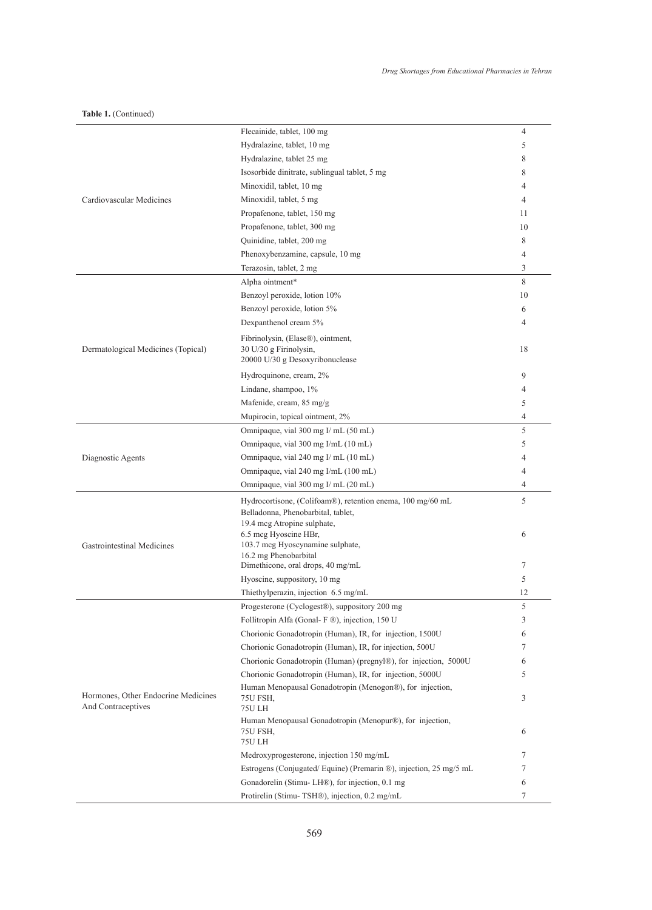**Table 1.** (Continued)

| | | |
|---|---|---|
| Cardiovascular Medicines | Flecainide, tablet, 100 mg | 4 |
| | Hydralazine, tablet, 10 mg | 5 |
| | Hydralazine, tablet 25 mg | 8 |
| | Isosorbide dinitrate, sublingual tablet, 5 mg | 8 |
| | Minoxidil, tablet, 10 mg | 4 |
| | Minoxidil, tablet, 5 mg | 4 |
| | Propafenone, tablet, 150 mg | 11 |
| | Propafenone, tablet, 300 mg | 10 |
| | Quinidine, tablet, 200 mg | 8 |
| | Phenoxybenzamine, capsule, 10 mg | 4 |
| | Terazosin, tablet, 2 mg | 3 |
| Dermatological Medicines (Topical) | Alpha ointment* | 8 |
| | Benzoyl peroxide, lotion 10% | 10 |
| | Benzoyl peroxide, lotion 5% | 6 |
| | Dexpanthenol cream 5% | 4 |
| | Fibrinolysin, (Elase®), ointment, 30 U/30 g Firinolysin, 20000 U/30 g Desoxyribonuclease | 18 |
| | Hydroquinone, cream, 2% | 9 |
| | Lindane, shampoo, 1% | 4 |
| | Mafenide, cream, 85 mg/g | 5 |
| | Mupirocin, topical ointment, 2% | 4 |
| Diagnostic Agents | Omnipaque, vial 300 mg I/ mL (50 mL) | 5 |
| | Omnipaque, vial 300 mg I/mL (10 mL) | 5 |
| | Omnipaque, vial 240 mg I/ mL (10 mL) | 4 |
| | Omnipaque, vial 240 mg I/mL (100 mL) | 4 |
| | Omnipaque, vial 300 mg I/ mL (20 mL) | 4 |
| Gastrointestinal Medicines | Hydrocortisone, (Colifoam®), retention enema, 100 mg/60 mL | 5 |
| | Belladonna, Phenobarbital, tablet, 19.4 mcg Atropine sulphate, 6.5 mcg Hyoscine HBr, 103.7 mcg Hyoscynamine sulphate, 16.2 mg Phenobarbital | 6 |
| | Dimethicone, oral drops, 40 mg/mL | 7 |
| | Hyoscine, suppository, 10 mg | 5 |
| | Thiethylperazin, injection 6.5 mg/mL | 12 |
| Hormones, Other Endocrine Medicines And Contraceptives | Progesterone (Cyclogest®), suppository 200 mg | 5 |
| | Follitropin Alfa (Gonal- F ®), injection, 150 U | 3 |
| | Chorionic Gonadotropin (Human), IR, for injection, 1500U | 6 |
| | Chorionic Gonadotropin (Human), IR, for injection, 500U | 7 |
| | Chorionic Gonadotropin (Human) (pregnyl®), for injection, 5000U | 6 |
| | Chorionic Gonadotropin (Human), IR, for injection, 5000U | 5 |
| | Human Menopausal Gonadotropin (Menogon®), for injection, 75U FSH, 75U LH | 3 |
| | Human Menopausal Gonadotropin (Menopur®), for injection, 75U FSH, 75U LH | 6 |
| | Medroxyprogesterone, injection 150 mg/mL | 7 |
| | Estrogens (Conjugated/ Equine) (Premarin ®), injection, 25 mg/5 mL | 7 |
| | Gonadorelin (Stimu- LH®), for injection, 0.1 mg | 6 |
| | Protirelin (Stimu- TSH®), injection, 0.2 mg/mL | 7 |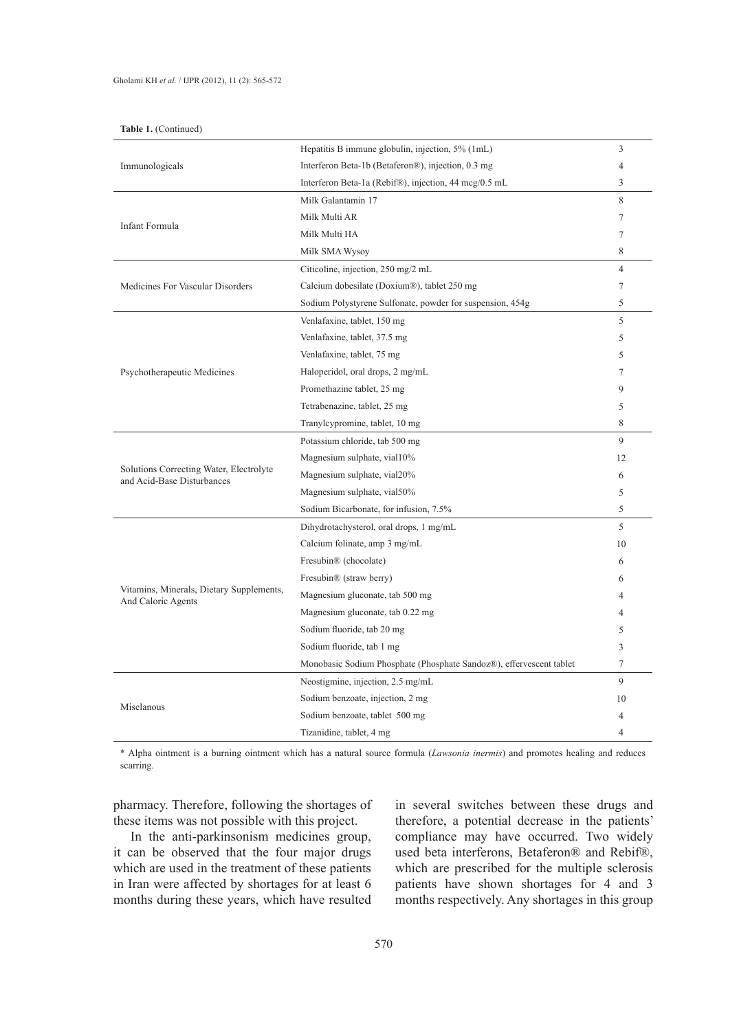**Table 1.** (Continued)

| | | |
|---|---|---|
| Immunologicals | Hepatitis B immune globulin, injection, 5% (1mL) | 3 |
| | Interferon Beta-1b (Betaferon®), injection, 0.3 mg | 4 |
| | Interferon Beta-1a (Rebif®), injection, 44 mcg/0.5 mL | 3 |
| Infant Formula | Milk Galantamin 17 | 8 |
| | Milk Multi AR | 7 |
| | Milk Multi HA | 7 |
| | Milk SMA Wysoy | 8 |
| Medicines For Vascular Disorders | Citicoline, injection, 250 mg/2 mL | 4 |
| | Calcium dobesilate (Doxium®), tablet 250 mg | 7 |
| | Sodium Polystyrene Sulfonate, powder for suspension, 454g | 5 |
| Psychotherapeutic Medicines | Venlafaxine, tablet, 150 mg | 5 |
| | Venlafaxine, tablet, 37.5 mg | 5 |
| | Venlafaxine, tablet, 75 mg | 5 |
| | Haloperidol, oral drops, 2 mg/mL | 7 |
| | Promethazine tablet, 25 mg | 9 |
| | Tetrabenazine, tablet, 25 mg | 5 |
| | Tranylcypromine, tablet, 10 mg | 8 |
| Solutions Correcting Water, Electrolyte and Acid-Base Disturbances | Potassium chloride, tab 500 mg | 9 |
| | Magnesium sulphate, vial10% | 12 |
| | Magnesium sulphate, vial20% | 6 |
| | Magnesium sulphate, vial50% | 5 |
| | Sodium Bicarbonate, for infusion, 7.5% | 5 |
| Vitamins, Minerals, Dietary Supplements, And Caloric Agents | Dihydrotachysterol, oral drops, 1 mg/mL | 5 |
| | Calcium folinate, amp 3 mg/mL | 10 |
| | Fresubin® (chocolate) | 6 |
| | Fresubin® (straw berry) | 6 |
| | Magnesium gluconate, tab 500 mg | 4 |
| | Magnesium gluconate, tab 0.22 mg | 4 |
| | Sodium fluoride, tab 20 mg | 5 |
| | Sodium fluoride, tab 1 mg | 3 |
| | Monobasic Sodium Phosphate (Phosphate Sandoz®), effervescent tablet | 7 |
| Miselanous | Neostigmine, injection, 2.5 mg/mL | 9 |
| | Sodium benzoate, injection, 2 mg | 10 |
| | Sodium benzoate, tablet 500 mg | 4 |
| | Tizanidine, tablet, 4 mg | 4 |

\* Alpha ointment is a burning ointment which has a natural source formula (*Lawsonia inermis*) and promotes healing and reduces scarring.

pharmacy. Therefore, following the shortages of these items was not possible with this project.

In the anti-parkinsonism medicines group, it can be observed that the four major drugs which are used in the treatment of these patients in Iran were affected by shortages for at least 6 months during these years, which have resulted in several switches between these drugs and therefore, a potential decrease in the patients' compliance may have occurred. Two widely used beta interferons, Betaferon® and Rebif®, which are prescribed for the multiple sclerosis patients have shown shortages for 4 and 3 months respectively. Any shortages in this group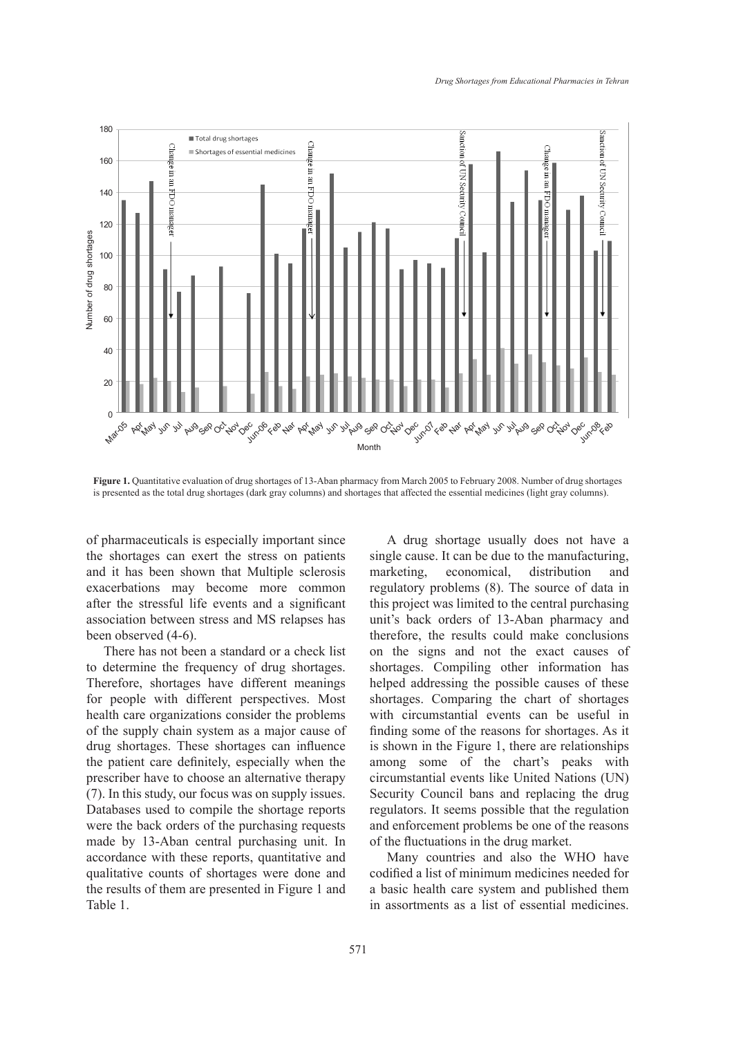**Figure 1.** Quantitative evaluation of drug shortages of 13-Aban pharmacy from March 2005 to February 2008. Number of drug shortages is presented as the total drug shortages (dark gray columns) and shortages that affected the essential medicines (light gray columns).

of pharmaceuticals is especially important since the shortages can exert the stress on patients and it has been shown that Multiple sclerosis exacerbations may become more common after the stressful life events and a significant association between stress and MS relapses has been observed (4-6).

There has not been a standard or a check list to determine the frequency of drug shortages. Therefore, shortages have different meanings for people with different perspectives. Most health care organizations consider the problems of the supply chain system as a major cause of drug shortages. These shortages can influence the patient care definitely, especially when the prescriber have to choose an alternative therapy (7). In this study, our focus was on supply issues. Databases used to compile the shortage reports were the back orders of the purchasing requests made by 13-Aban central purchasing unit. In accordance with these reports, quantitative and qualitative counts of shortages were done and the results of them are presented in Figure 1 and Table 1.

A drug shortage usually does not have a single cause. It can be due to the manufacturing, marketing, economical, distribution and regulatory problems (8). The source of data in this project was limited to the central purchasing unit's back orders of 13-Aban pharmacy and therefore, the results could make conclusions on the signs and not the exact causes of shortages. Compiling other information has helped addressing the possible causes of these shortages. Comparing the chart of shortages with circumstantial events can be useful in finding some of the reasons for shortages. As it is shown in the Figure 1, there are relationships among some of the chart's peaks with circumstantial events like United Nations (UN) Security Council bans and replacing the drug regulators. It seems possible that the regulation and enforcement problems be one of the reasons of the fluctuations in the drug market.

Many countries and also the WHO have codified a list of minimum medicines needed for a basic health care system and published them in assortments as a list of essential medicines.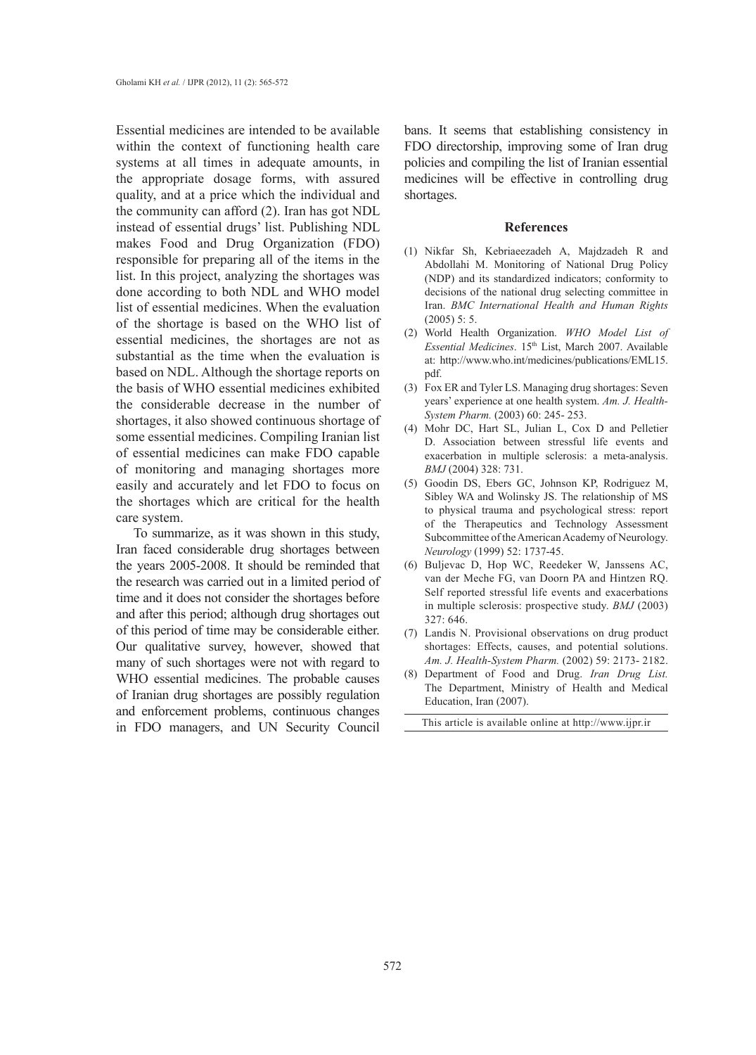Essential medicines are intended to be available within the context of functioning health care systems at all times in adequate amounts, in the appropriate dosage forms, with assured quality, and at a price which the individual and the community can afford (2). Iran has got NDL instead of essential drugs' list. Publishing NDL makes Food and Drug Organization (FDO) responsible for preparing all of the items in the list. In this project, analyzing the shortages was done according to both NDL and WHO model list of essential medicines. When the evaluation of the shortage is based on the WHO list of essential medicines, the shortages are not as substantial as the time when the evaluation is based on NDL. Although the shortage reports on the basis of WHO essential medicines exhibited the considerable decrease in the number of shortages, it also showed continuous shortage of some essential medicines. Compiling Iranian list of essential medicines can make FDO capable of monitoring and managing shortages more easily and accurately and let FDO to focus on the shortages which are critical for the health care system.

To summarize, as it was shown in this study, Iran faced considerable drug shortages between the years 2005-2008. It should be reminded that the research was carried out in a limited period of time and it does not consider the shortages before and after this period; although drug shortages out of this period of time may be considerable either. Our qualitative survey, however, showed that many of such shortages were not with regard to WHO essential medicines. The probable causes of Iranian drug shortages are possibly regulation and enforcement problems, continuous changes in FDO managers, and UN Security Council bans. It seems that establishing consistency in FDO directorship, improving some of Iran drug policies and compiling the list of Iranian essential medicines will be effective in controlling drug shortages.

## References

(1) Nikfar Sh, Kebriaeezadeh A, Majdzadeh R and Abdollahi M. Monitoring of National Drug Policy (NDP) and its standardized indicators; conformity to decisions of the national drug selecting committee in Iran. *BMC International Health and Human Rights* (2005) 5: 5.

(2) World Health Organization. *WHO Model List of Essential Medicines*. 15th List, March 2007. Available at: http://www.who.int/medicines/publications/EML15.pdf.

(3) Fox ER and Tyler LS. Managing drug shortages: Seven years' experience at one health system. *Am. J. Health-System Pharm.* (2003) 60: 245- 253.

(4) Mohr DC, Hart SL, Julian L, Cox D and Pelletier D. Association between stressful life events and exacerbation in multiple sclerosis: a meta-analysis. *BMJ* (2004) 328: 731.

(5) Goodin DS, Ebers GC, Johnson KP, Rodriguez M, Sibley WA and Wolinsky JS. The relationship of MS to physical trauma and psychological stress: report of the Therapeutics and Technology Assessment Subcommittee of the American Academy of Neurology. *Neurology* (1999) 52: 1737-45.

(6) Buljevac D, Hop WC, Reedeker W, Janssens AC, van der Meche FG, van Doorn PA and Hintzen RQ. Self reported stressful life events and exacerbations in multiple sclerosis: prospective study. *BMJ* (2003) 327: 646.

(7) Landis N. Provisional observations on drug product shortages: Effects, causes, and potential solutions. *Am. J. Health-System Pharm.* (2002) 59: 2173- 2182.

(8) Department of Food and Drug. *Iran Drug List.* The Department, Ministry of Health and Medical Education, Iran (2007).

This article is available online at http://www.ijpr.ir